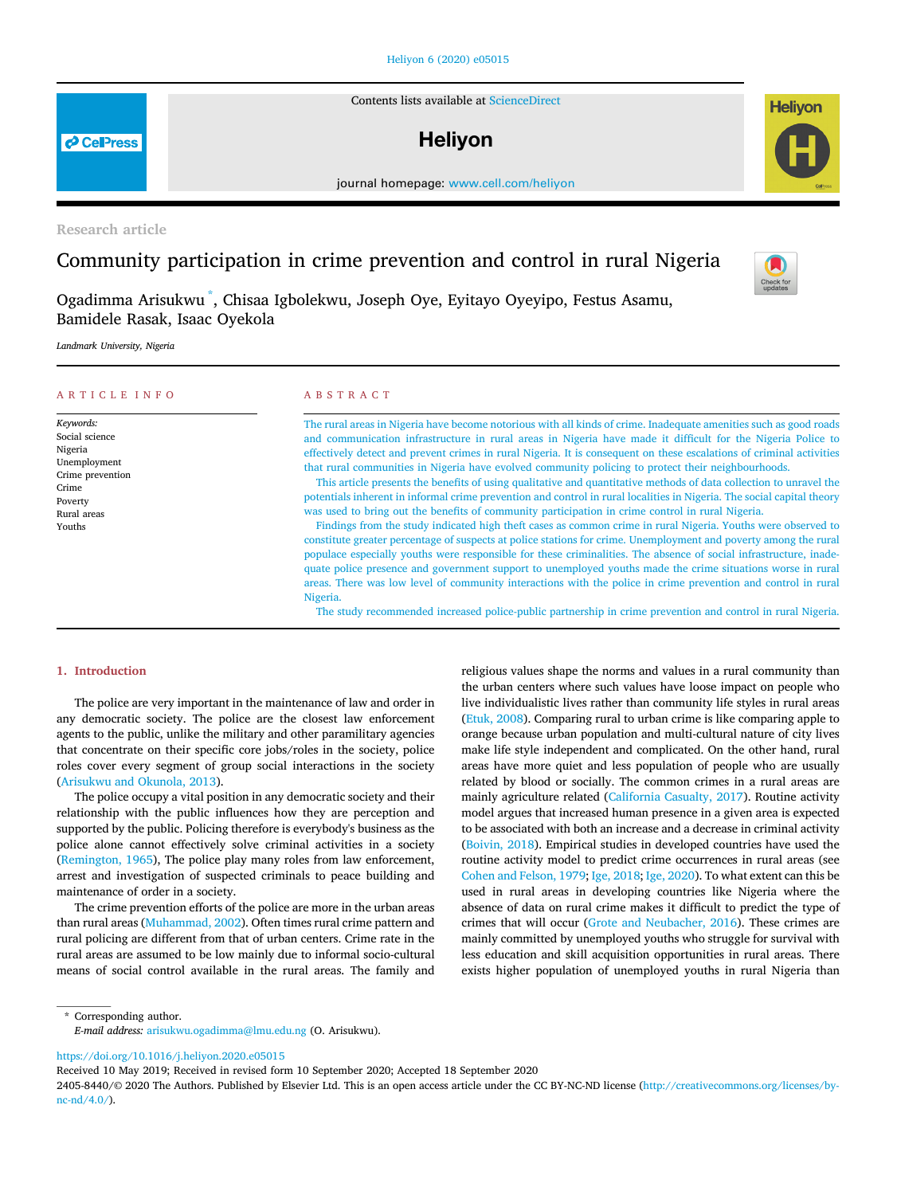Research article

# Community participation in crime prevention and control in rural Nigeria

Ogadimma Arisukwu [*], Chisaa Igbolekwu, Joseph Oye, Eyitayo Oyeyipo, Festus Asamu, Bamidele Rasak, Isaac Oyekola

*Landmark University, Nigeria*

## ARTICLE INFO

*Keywords:*
Social science
Nigeria
Unemployment
Crime prevention
Crime
Poverty
Rural areas
Youths

## ABSTRACT

The rural areas in Nigeria have become notorious with all kinds of crime. Inadequate amenities such as good roads and communication infrastructure in rural areas in Nigeria have made it difficult for the Nigeria Police to effectively detect and prevent crimes in rural Nigeria. It is consequent on these escalations of criminal activities that rural communities in Nigeria have evolved community policing to protect their neighbourhoods.

This article presents the benefits of using qualitative and quantitative methods of data collection to unravel the potentials inherent in informal crime prevention and control in rural localities in Nigeria. The social capital theory was used to bring out the benefits of community participation in crime control in rural Nigeria.

Findings from the study indicated high theft cases as common crime in rural Nigeria. Youths were observed to constitute greater percentage of suspects at police stations for crime. Unemployment and poverty among the rural populace especially youths were responsible for these criminalities. The absence of social infrastructure, inadequate police presence and government support to unemployed youths made the crime situations worse in rural areas. There was low level of community interactions with the police in crime prevention and control in rural Nigeria.

The study recommended increased police-public partnership in crime prevention and control in rural Nigeria.

## 1. Introduction

The police are very important in the maintenance of law and order in any democratic society. The police are the closest law enforcement agents to the public, unlike the military and other paramilitary agencies that concentrate on their specific core jobs/roles in the society, police roles cover every segment of group social interactions in the society (Arisukwu and Okunola, 2013).

The police occupy a vital position in any democratic society and their relationship with the public influences how they are perception and supported by the public. Policing therefore is everybody's business as the police alone cannot effectively solve criminal activities in a society (Remington, 1965), The police play many roles from law enforcement, arrest and investigation of suspected criminals to peace building and maintenance of order in a society.

The crime prevention efforts of the police are more in the urban areas than rural areas (Muhammad, 2002). Often times rural crime pattern and rural policing are different from that of urban centers. Crime rate in the rural areas are assumed to be low mainly due to informal socio-cultural means of social control available in the rural areas. The family and religious values shape the norms and values in a rural community than the urban centers where such values have loose impact on people who live individualistic lives rather than community life styles in rural areas (Etuk, 2008). Comparing rural to urban crime is like comparing apple to orange because urban population and multi-cultural nature of city lives make life style independent and complicated. On the other hand, rural areas have more quiet and less population of people who are usually related by blood or socially. The common crimes in a rural areas are mainly agriculture related (California Casualty, 2017). Routine activity model argues that increased human presence in a given area is expected to be associated with both an increase and a decrease in criminal activity (Boivin, 2018). Empirical studies in developed countries have used the routine activity model to predict crime occurrences in rural areas (see Cohen and Felson, 1979; Ige, 2018; Ige, 2020). To what extent can this be used in rural areas in developing countries like Nigeria where the absence of data on rural crime makes it difficult to predict the type of crimes that will occur (Grote and Neubacher, 2016). These crimes are mainly committed by unemployed youths who struggle for survival with less education and skill acquisition opportunities in rural areas. There exists higher population of unemployed youths in rural Nigeria than

---

* Corresponding author.
*E-mail address:* arisukwu.ogadimma@lmu.edu.ng (O. Arisukwu).

https://doi.org/10.1016/j.heliyon.2020.e05015
Received 10 May 2019; Received in revised form 10 September 2020; Accepted 18 September 2020
2405-8440/© 2020 The Authors. Published by Elsevier Ltd. This is an open access article under the CC BY-NC-ND license (http://creativecommons.org/licenses/by-nc-nd/4.0/).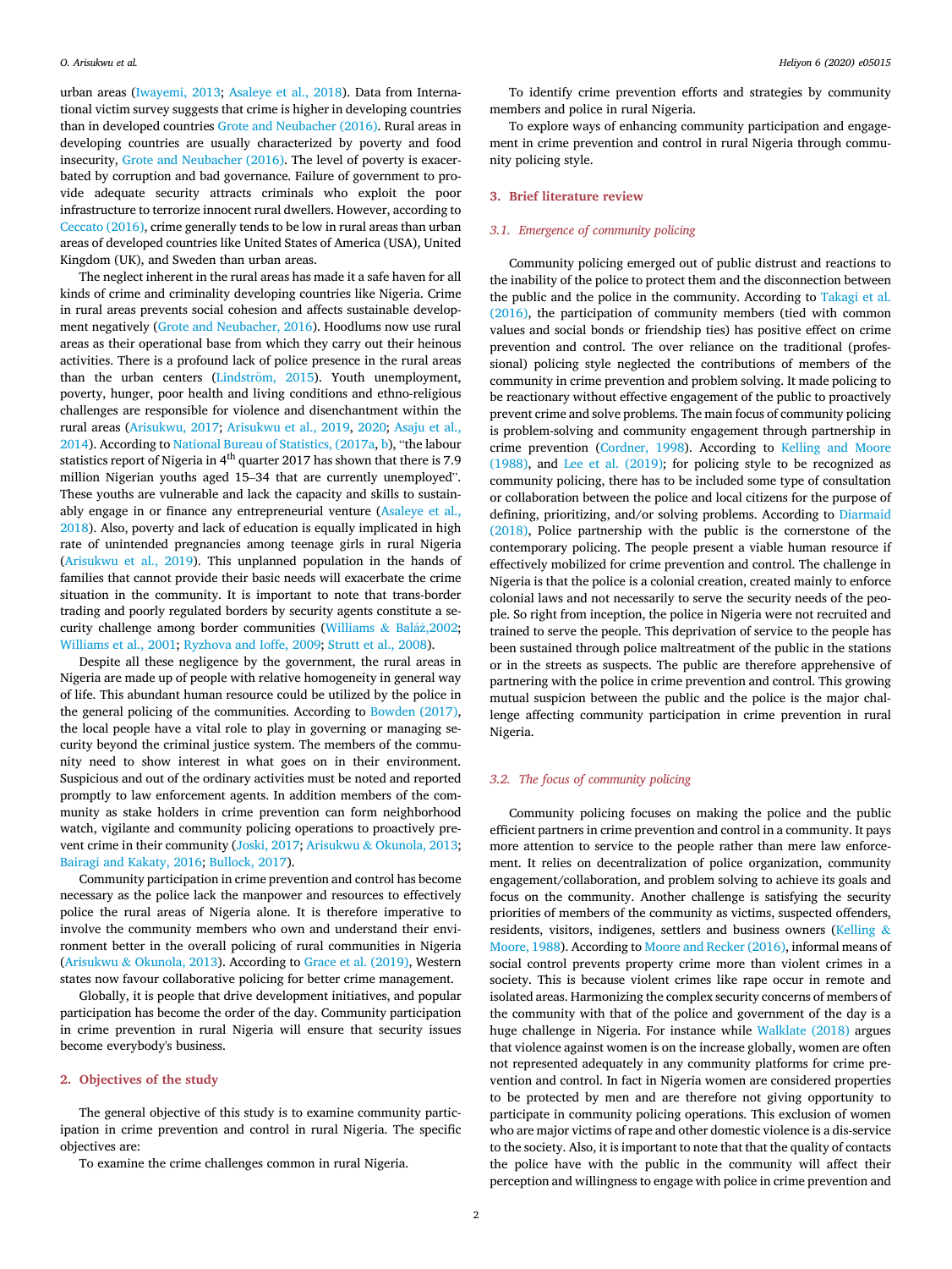urban areas (Iwayemi, 2013; Asaleye et al., 2018). Data from International victim survey suggests that crime is higher in developing countries than in developed countries Grote and Neubacher (2016). Rural areas in developing countries are usually characterized by poverty and food insecurity, Grote and Neubacher (2016). The level of poverty is exacerbated by corruption and bad governance. Failure of government to provide adequate security attracts criminals who exploit the poor infrastructure to terrorize innocent rural dwellers. However, according to Ceccato (2016), crime generally tends to be low in rural areas than urban areas of developed countries like United States of America (USA), United Kingdom (UK), and Sweden than urban areas.

The neglect inherent in the rural areas has made it a safe haven for all kinds of crime and criminality developing countries like Nigeria. Crime in rural areas prevents social cohesion and affects sustainable development negatively (Grote and Neubacher, 2016). Hoodlums now use rural areas as their operational base from which they carry out their heinous activities. There is a profound lack of police presence in the rural areas than the urban centers (Lindström, 2015). Youth unemployment, poverty, hunger, poor health and living conditions and ethno-religious challenges are responsible for violence and disenchantment within the rural areas (Arisukwu, 2017; Arisukwu et al., 2019, 2020; Asaju et al., 2014). According to National Bureau of Statistics, (2017a, b), "the labour statistics report of Nigeria in 4th quarter 2017 has shown that there is 7.9 million Nigerian youths aged 15–34 that are currently unemployed". These youths are vulnerable and lack the capacity and skills to sustainably engage in or finance any entrepreneurial venture (Asaleye et al., 2018). Also, poverty and lack of education is equally implicated in high rate of unintended pregnancies among teenage girls in rural Nigeria (Arisukwu et al., 2019). This unplanned population in the hands of families that cannot provide their basic needs will exacerbate the crime situation in the community. It is important to note that trans-border trading and poorly regulated borders by security agents constitute a security challenge among border communities (Williams & Baláž,2002; Williams et al., 2001; Ryzhova and Ioffe, 2009; Strutt et al., 2008).

Despite all these negligence by the government, the rural areas in Nigeria are made up of people with relative homogeneity in general way of life. This abundant human resource could be utilized by the police in the general policing of the communities. According to Bowden (2017), the local people have a vital role to play in governing or managing security beyond the criminal justice system. The members of the community need to show interest in what goes on in their environment. Suspicious and out of the ordinary activities must be noted and reported promptly to law enforcement agents. In addition members of the community as stake holders in crime prevention can form neighborhood watch, vigilante and community policing operations to proactively prevent crime in their community (Joski, 2017; Arisukwu & Okunola, 2013; Bairagi and Kakaty, 2016; Bullock, 2017).

Community participation in crime prevention and control has become necessary as the police lack the manpower and resources to effectively police the rural areas of Nigeria alone. It is therefore imperative to involve the community members who own and understand their environment better in the overall policing of rural communities in Nigeria (Arisukwu & Okunola, 2013). According to Grace et al. (2019), Western states now favour collaborative policing for better crime management.

Globally, it is people that drive development initiatives, and popular participation has become the order of the day. Community participation in crime prevention in rural Nigeria will ensure that security issues become everybody's business.

## 2. Objectives of the study

The general objective of this study is to examine community participation in crime prevention and control in rural Nigeria. The specific objectives are:

To examine the crime challenges common in rural Nigeria.

To identify crime prevention efforts and strategies by community members and police in rural Nigeria.

To explore ways of enhancing community participation and engagement in crime prevention and control in rural Nigeria through community policing style.

## 3. Brief literature review

### 3.1. Emergence of community policing

Community policing emerged out of public distrust and reactions to the inability of the police to protect them and the disconnection between the public and the police in the community. According to Takagi et al. (2016), the participation of community members (tied with common values and social bonds or friendship ties) has positive effect on crime prevention and control. The over reliance on the traditional (professional) policing style neglected the contributions of members of the community in crime prevention and problem solving. It made policing to be reactionary without effective engagement of the public to proactively prevent crime and solve problems. The main focus of community policing is problem-solving and community engagement through partnership in crime prevention (Cordner, 1998). According to Kelling and Moore (1988), and Lee et al. (2019); for policing style to be recognized as community policing, there has to be included some type of consultation or collaboration between the police and local citizens for the purpose of defining, prioritizing, and/or solving problems. According to Diarmaid (2018), Police partnership with the public is the cornerstone of the contemporary policing. The people present a viable human resource if effectively mobilized for crime prevention and control. The challenge in Nigeria is that the police is a colonial creation, created mainly to enforce colonial laws and not necessarily to serve the security needs of the people. So right from inception, the police in Nigeria were not recruited and trained to serve the people. This deprivation of service to the people has been sustained through police maltreatment of the public in the stations or in the streets as suspects. The public are therefore apprehensive of partnering with the police in crime prevention and control. This growing mutual suspicion between the public and the police is the major challenge affecting community participation in crime prevention in rural Nigeria.

### 3.2. The focus of community policing

Community policing focuses on making the police and the public efficient partners in crime prevention and control in a community. It pays more attention to service to the people rather than mere law enforcement. It relies on decentralization of police organization, community engagement/collaboration, and problem solving to achieve its goals and focus on the community. Another challenge is satisfying the security priorities of members of the community as victims, suspected offenders, residents, visitors, indigenes, settlers and business owners (Kelling & Moore, 1988). According to Moore and Recker (2016), informal means of social control prevents property crime more than violent crimes in a society. This is because violent crimes like rape occur in remote and isolated areas. Harmonizing the complex security concerns of members of the community with that of the police and government of the day is a huge challenge in Nigeria. For instance while Walklate (2018) argues that violence against women is on the increase globally, women are often not represented adequately in any community platforms for crime prevention and control. In fact in Nigeria women are considered properties to be protected by men and are therefore not giving opportunity to participate in community policing operations. This exclusion of women who are major victims of rape and other domestic violence is a dis-service to the society. Also, it is important to note that that the quality of contacts the police have with the public in the community will affect their perception and willingness to engage with police in crime prevention and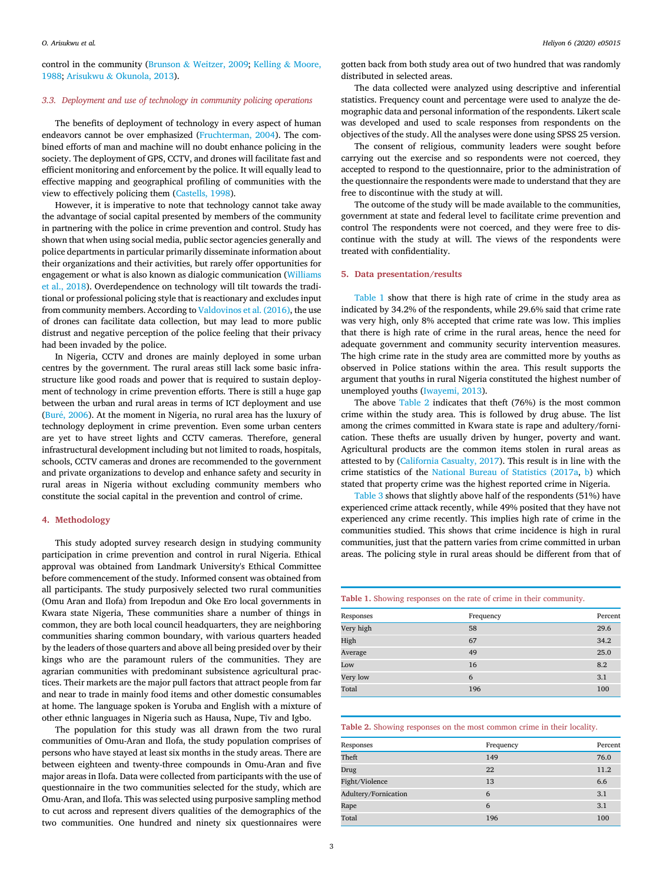control in the community (Brunson & Weitzer, 2009; Kelling & Moore, 1988; Arisukwu & Okunola, 2013).

### 3.3. Deployment and use of technology in community policing operations

The benefits of deployment of technology in every aspect of human endeavors cannot be over emphasized (Fruchterman, 2004). The combined efforts of man and machine will no doubt enhance policing in the society. The deployment of GPS, CCTV, and drones will facilitate fast and efficient monitoring and enforcement by the police. It will equally lead to effective mapping and geographical profiling of communities with the view to effectively policing them (Castells, 1998).

However, it is imperative to note that technology cannot take away the advantage of social capital presented by members of the community in partnering with the police in crime prevention and control. Study has shown that when using social media, public sector agencies generally and police departments in particular primarily disseminate information about their organizations and their activities, but rarely offer opportunities for engagement or what is also known as dialogic communication (Williams et al., 2018). Overdependence on technology will tilt towards the traditional or professional policing style that is reactionary and excludes input from community members. According to Valdovinos et al. (2016), the use of drones can facilitate data collection, but may lead to more public distrust and negative perception of the police feeling that their privacy had been invaded by the police.

In Nigeria, CCTV and drones are mainly deployed in some urban centres by the government. The rural areas still lack some basic infrastructure like good roads and power that is required to sustain deployment of technology in crime prevention efforts. There is still a huge gap between the urban and rural areas in terms of ICT deployment and use (Buré, 2006). At the moment in Nigeria, no rural area has the luxury of technology deployment in crime prevention. Even some urban centers are yet to have street lights and CCTV cameras. Therefore, general infrastructural development including but not limited to roads, hospitals, schools, CCTV cameras and drones are recommended to the government and private organizations to develop and enhance safety and security in rural areas in Nigeria without excluding community members who constitute the social capital in the prevention and control of crime.

## 4. Methodology

This study adopted survey research design in studying community participation in crime prevention and control in rural Nigeria. Ethical approval was obtained from Landmark University's Ethical Committee before commencement of the study. Informed consent was obtained from all participants. The study purposively selected two rural communities (Omu Aran and Ilofa) from Irepodun and Oke Ero local governments in Kwara state Nigeria, These communities share a number of things in common, they are both local council headquarters, they are neighboring communities sharing common boundary, with various quarters headed by the leaders of those quarters and above all being presided over by their kings who are the paramount rulers of the communities. They are agrarian communities with predominant subsistence agricultural practices. Their markets are the major pull factors that attract people from far and near to trade in mainly food items and other domestic consumables at home. The language spoken is Yoruba and English with a mixture of other ethnic languages in Nigeria such as Hausa, Nupe, Tiv and Igbo.

The population for this study was all drawn from the two rural communities of Omu-Aran and Ilofa, the study population comprises of persons who have stayed at least six months in the study areas. There are between eighteen and twenty-three compounds in Omu-Aran and five major areas in Ilofa. Data were collected from participants with the use of questionnaire in the two communities selected for the study, which are Omu-Aran, and Ilofa. This was selected using purposive sampling method to cut across and represent divers qualities of the demographics of the two communities. One hundred and ninety six questionnaires were gotten back from both study area out of two hundred that was randomly distributed in selected areas.

The data collected were analyzed using descriptive and inferential statistics. Frequency count and percentage were used to analyze the demographic data and personal information of the respondents. Likert scale was developed and used to scale responses from respondents on the objectives of the study. All the analyses were done using SPSS 25 version.

The consent of religious, community leaders were sought before carrying out the exercise and so respondents were not coerced, they accepted to respond to the questionnaire, prior to the administration of the questionnaire the respondents were made to understand that they are free to discontinue with the study at will.

The outcome of the study will be made available to the communities, government at state and federal level to facilitate crime prevention and control The respondents were not coerced, and they were free to discontinue with the study at will. The views of the respondents were treated with confidentiality.

## 5. Data presentation/results

Table 1 show that there is high rate of crime in the study area as indicated by 34.2% of the respondents, while 29.6% said that crime rate was very high, only 8% accepted that crime rate was low. This implies that there is high rate of crime in the rural areas, hence the need for adequate government and community security intervention measures. The high crime rate in the study area are committed more by youths as observed in Police stations within the area. This result supports the argument that youths in rural Nigeria constituted the highest number of unemployed youths (Iwayemi, 2013).

The above Table 2 indicates that theft (76%) is the most common crime within the study area. This is followed by drug abuse. The list among the crimes committed in Kwara state is rape and adultery/fornication. These thefts are usually driven by hunger, poverty and want. Agricultural products are the common items stolen in rural areas as attested to by (California Casualty, 2017). This result is in line with the crime statistics of the National Bureau of Statistics (2017a, b) which stated that property crime was the highest reported crime in Nigeria.

Table 3 shows that slightly above half of the respondents (51%) have experienced crime attack recently, while 49% posited that they have not experienced any crime recently. This implies high rate of crime in the communities studied. This shows that crime incidence is high in rural communities, just that the pattern varies from crime committed in urban areas. The policing style in rural areas should be different from that of

**Table 1.** Showing responses on the rate of crime in their community.

| Responses | Frequency | Percent |
|---|---|---|
| Very high | 58 | 29.6 |
| High | 67 | 34.2 |
| Average | 49 | 25.0 |
| Low | 16 | 8.2 |
| Very low | 6 | 3.1 |
| Total | 196 | 100 |

**Table 2.** Showing responses on the most common crime in their locality.

| Responses | Frequency | Percent |
|---|---|---|
| Theft | 149 | 76.0 |
| Drug | 22 | 11.2 |
| Fight/Violence | 13 | 6.6 |
| Adultery/Fornication | 6 | 3.1 |
| Rape | 6 | 3.1 |
| Total | 196 | 100 |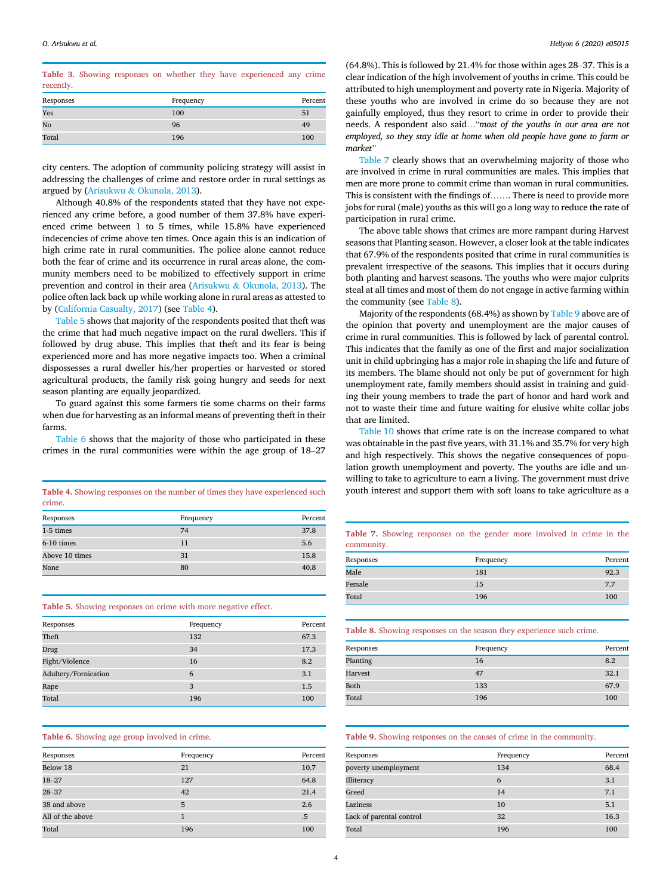**Table 3.** Showing responses on whether they have experienced any crime recently.

| Responses | Frequency | Percent |
|---|---|---|
| Yes | 100 | 51 |
| No | 96 | 49 |
| Total | 196 | 100 |

city centers. The adoption of community policing strategy will assist in addressing the challenges of crime and restore order in rural settings as argued by (Arisukwu & Okunola, 2013).

Although 40.8% of the respondents stated that they have not experienced any crime before, a good number of them 37.8% have experienced crime between 1 to 5 times, while 15.8% have experienced indecencies of crime above ten times. Once again this is an indication of high crime rate in rural communities. The police alone cannot reduce both the fear of crime and its occurrence in rural areas alone, the community members need to be mobilized to effectively support in crime prevention and control in their area (Arisukwu & Okunola, 2013). The police often lack back up while working alone in rural areas as attested to by (California Casualty, 2017) (see Table 4).

Table 5 shows that majority of the respondents posited that theft was the crime that had much negative impact on the rural dwellers. This if followed by drug abuse. This implies that theft and its fear is being experienced more and has more negative impacts too. When a criminal dispossesses a rural dweller his/her properties or harvested or stored agricultural products, the family risk going hungry and seeds for next season planting are equally jeopardized.

To guard against this some farmers tie some charms on their farms when due for harvesting as an informal means of preventing theft in their farms.

Table 6 shows that the majority of those who participated in these crimes in the rural communities were within the age group of 18–27

**Table 4.** Showing responses on the number of times they have experienced such crime.

| Responses | Frequency | Percent |
|---|---|---|
| 1-5 times | 74 | 37.8 |
| 6-10 times | 11 | 5.6 |
| Above 10 times | 31 | 15.8 |
| None | 80 | 40.8 |

**Table 5.** Showing responses on crime with more negative effect.

| Responses | Frequency | Percent |
|---|---|---|
| Theft | 132 | 67.3 |
| Drug | 34 | 17.3 |
| Fight/Violence | 16 | 8.2 |
| Adultery/Fornication | 6 | 3.1 |
| Rape | 3 | 1.5 |
| Total | 196 | 100 |

**Table 6.** Showing age group involved in crime.

| Responses | Frequency | Percent |
|---|---|---|
| Below 18 | 21 | 10.7 |
| 18–27 | 127 | 64.8 |
| 28–37 | 42 | 21.4 |
| 38 and above | 5 | 2.6 |
| All of the above | 1 | .5 |
| Total | 196 | 100 |

(64.8%). This is followed by 21.4% for those within ages 28–37. This is a clear indication of the high involvement of youths in crime. This could be attributed to high unemployment and poverty rate in Nigeria. Majority of these youths who are involved in crime do so because they are not gainfully employed, thus they resort to crime in order to provide their needs. A respondent also said…"*most of the youths in our area are not employed, so they stay idle at home when old people have gone to farm or market*"

Table 7 clearly shows that an overwhelming majority of those who are involved in crime in rural communities are males. This implies that men are more prone to commit crime than woman in rural communities. This is consistent with the findings of……. There is need to provide more jobs for rural (male) youths as this will go a long way to reduce the rate of participation in rural crime.

The above table shows that crimes are more rampant during Harvest seasons that Planting season. However, a closer look at the table indicates that 67.9% of the respondents posited that crime in rural communities is prevalent irrespective of the seasons. This implies that it occurs during both planting and harvest seasons. The youths who were major culprits steal at all times and most of them do not engage in active farming within the community (see Table 8).

Majority of the respondents (68.4%) as shown by Table 9 above are of the opinion that poverty and unemployment are the major causes of crime in rural communities. This is followed by lack of parental control. This indicates that the family as one of the first and major socialization unit in child upbringing has a major role in shaping the life and future of its members. The blame should not only be put of government for high unemployment rate, family members should assist in training and guiding their young members to trade the part of honor and hard work and not to waste their time and future waiting for elusive white collar jobs that are limited.

Table 10 shows that crime rate is on the increase compared to what was obtainable in the past five years, with 31.1% and 35.7% for very high and high respectively. This shows the negative consequences of population growth unemployment and poverty. The youths are idle and unwilling to take to agriculture to earn a living. The government must drive youth interest and support them with soft loans to take agriculture as a

**Table 7.** Showing responses on the gender more involved in crime in the community.

| Responses | Frequency | Percent |
|---|---|---|
| Male | 181 | 92.3 |
| Female | 15 | 7.7 |
| Total | 196 | 100 |

**Table 8.** Showing responses on the season they experience such crime.

| Responses | Frequency | Percent |
|---|---|---|
| Planting | 16 | 8.2 |
| Harvest | 47 | 32.1 |
| Both | 133 | 67.9 |
| Total | 196 | 100 |

**Table 9.** Showing responses on the causes of crime in the community.

| Responses | Frequency | Percent |
|---|---|---|
| poverty unemployment | 134 | 68.4 |
| Illiteracy | 6 | 3.1 |
| Greed | 14 | 7.1 |
| Laziness | 10 | 5.1 |
| Lack of parental control | 32 | 16.3 |
| Total | 196 | 100 |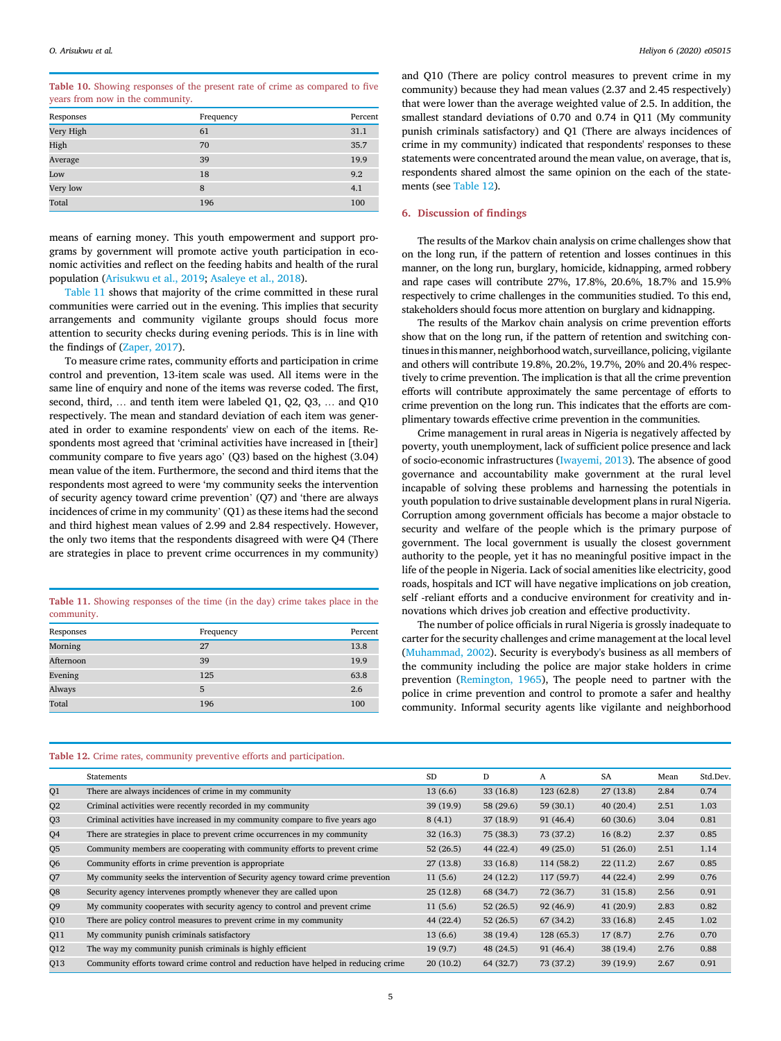**Table 10.** Showing responses of the present rate of crime as compared to five years from now in the community.

| Responses | Frequency | Percent |
|---|---|---|
| Very High | 61 | 31.1 |
| High | 70 | 35.7 |
| Average | 39 | 19.9 |
| Low | 18 | 9.2 |
| Very low | 8 | 4.1 |
| Total | 196 | 100 |

means of earning money. This youth empowerment and support programs by government will promote active youth participation in economic activities and reflect on the feeding habits and health of the rural population (Arisukwu et al., 2019; Asaleye et al., 2018).

Table 11 shows that majority of the crime committed in these rural communities were carried out in the evening. This implies that security arrangements and community vigilante groups should focus more attention to security checks during evening periods. This is in line with the findings of (Zaper, 2017).

To measure crime rates, community efforts and participation in crime control and prevention, 13-item scale was used. All items were in the same line of enquiry and none of the items was reverse coded. The first, second, third, … and tenth item were labeled Q1, Q2, Q3, … and Q10 respectively. The mean and standard deviation of each item was generated in order to examine respondents' view on each of the items. Respondents most agreed that 'criminal activities have increased in [their] community compare to five years ago' (Q3) based on the highest (3.04) mean value of the item. Furthermore, the second and third items that the respondents most agreed to were 'my community seeks the intervention of security agency toward crime prevention' (Q7) and 'there are always incidences of crime in my community' (Q1) as these items had the second and third highest mean values of 2.99 and 2.84 respectively. However, the only two items that the respondents disagreed with were Q4 (There are strategies in place to prevent crime occurrences in my community) and Q10 (There are policy control measures to prevent crime in my community) because they had mean values (2.37 and 2.45 respectively) that were lower than the average weighted value of 2.5. In addition, the smallest standard deviations of 0.70 and 0.74 in Q11 (My community punish criminals satisfactory) and Q1 (There are always incidences of crime in my community) indicated that respondents' responses to these statements were concentrated around the mean value, on average, that is, respondents shared almost the same opinion on the each of the statements (see Table 12).

**Table 11.** Showing responses of the time (in the day) crime takes place in the community.

| Responses | Frequency | Percent |
|---|---|---|
| Morning | 27 | 13.8 |
| Afternoon | 39 | 19.9 |
| Evening | 125 | 63.8 |
| Always | 5 | 2.6 |
| Total | 196 | 100 |

## 6. Discussion of findings

The results of the Markov chain analysis on crime challenges show that on the long run, if the pattern of retention and losses continues in this manner, on the long run, burglary, homicide, kidnapping, armed robbery and rape cases will contribute 27%, 17.8%, 20.6%, 18.7% and 15.9% respectively to crime challenges in the communities studied. To this end, stakeholders should focus more attention on burglary and kidnapping.

The results of the Markov chain analysis on crime prevention efforts show that on the long run, if the pattern of retention and switching continues in this manner, neighborhood watch, surveillance, policing, vigilante and others will contribute 19.8%, 20.2%, 19.7%, 20% and 20.4% respectively to crime prevention. The implication is that all the crime prevention efforts will contribute approximately the same percentage of efforts to crime prevention on the long run. This indicates that the efforts are complimentary towards effective crime prevention in the communities.

Crime management in rural areas in Nigeria is negatively affected by poverty, youth unemployment, lack of sufficient police presence and lack of socio-economic infrastructures (Iwayemi, 2013). The absence of good governance and accountability make government at the rural level incapable of solving these problems and harnessing the potentials in youth population to drive sustainable development plans in rural Nigeria. Corruption among government officials has become a major obstacle to security and welfare of the people which is the primary purpose of government. The local government is usually the closest government authority to the people, yet it has no meaningful positive impact in the life of the people in Nigeria. Lack of social amenities like electricity, good roads, hospitals and ICT will have negative implications on job creation, self -reliant efforts and a conducive environment for creativity and innovations which drives job creation and effective productivity.

The number of police officials in rural Nigeria is grossly inadequate to carter for the security challenges and crime management at the local level (Muhammad, 2002). Security is everybody's business as all members of the community including the police are major stake holders in crime prevention (Remington, 1965), The people need to partner with the police in crime prevention and control to promote a safer and healthy community. Informal security agents like vigilante and neighborhood

**Table 12.** Crime rates, community preventive efforts and participation.

| | Statements | SD | D | A | SA | Mean | Std.Dev. |
|---|---|---|---|---|---|---|---|
| Q1 | There are always incidences of crime in my community | 13 (6.6) | 33 (16.8) | 123 (62.8) | 27 (13.8) | 2.84 | 0.74 |
| Q2 | Criminal activities were recently recorded in my community | 39 (19.9) | 58 (29.6) | 59 (30.1) | 40 (20.4) | 2.51 | 1.03 |
| Q3 | Criminal activities have increased in my community compare to five years ago | 8 (4.1) | 37 (18.9) | 91 (46.4) | 60 (30.6) | 3.04 | 0.81 |
| Q4 | There are strategies in place to prevent crime occurrences in my community | 32 (16.3) | 75 (38.3) | 73 (37.2) | 16 (8.2) | 2.37 | 0.85 |
| Q5 | Community members are cooperating with community efforts to prevent crime | 52 (26.5) | 44 (22.4) | 49 (25.0) | 51 (26.0) | 2.51 | 1.14 |
| Q6 | Community efforts in crime prevention is appropriate | 27 (13.8) | 33 (16.8) | 114 (58.2) | 22 (11.2) | 2.67 | 0.85 |
| Q7 | My community seeks the intervention of Security agency toward crime prevention | 11 (5.6) | 24 (12.2) | 117 (59.7) | 44 (22.4) | 2.99 | 0.76 |
| Q8 | Security agency intervenes promptly whenever they are called upon | 25 (12.8) | 68 (34.7) | 72 (36.7) | 31 (15.8) | 2.56 | 0.91 |
| Q9 | My community cooperates with security agency to control and prevent crime | 11 (5.6) | 52 (26.5) | 92 (46.9) | 41 (20.9) | 2.83 | 0.82 |
| Q10 | There are policy control measures to prevent crime in my community | 44 (22.4) | 52 (26.5) | 67 (34.2) | 33 (16.8) | 2.45 | 1.02 |
| Q11 | My community punish criminals satisfactory | 13 (6.6) | 38 (19.4) | 128 (65.3) | 17 (8.7) | 2.76 | 0.70 |
| Q12 | The way my community punish criminals is highly efficient | 19 (9.7) | 48 (24.5) | 91 (46.4) | 38 (19.4) | 2.76 | 0.88 |
| Q13 | Community efforts toward crime control and reduction have helped in reducing crime | 20 (10.2) | 64 (32.7) | 73 (37.2) | 39 (19.9) | 2.67 | 0.91 |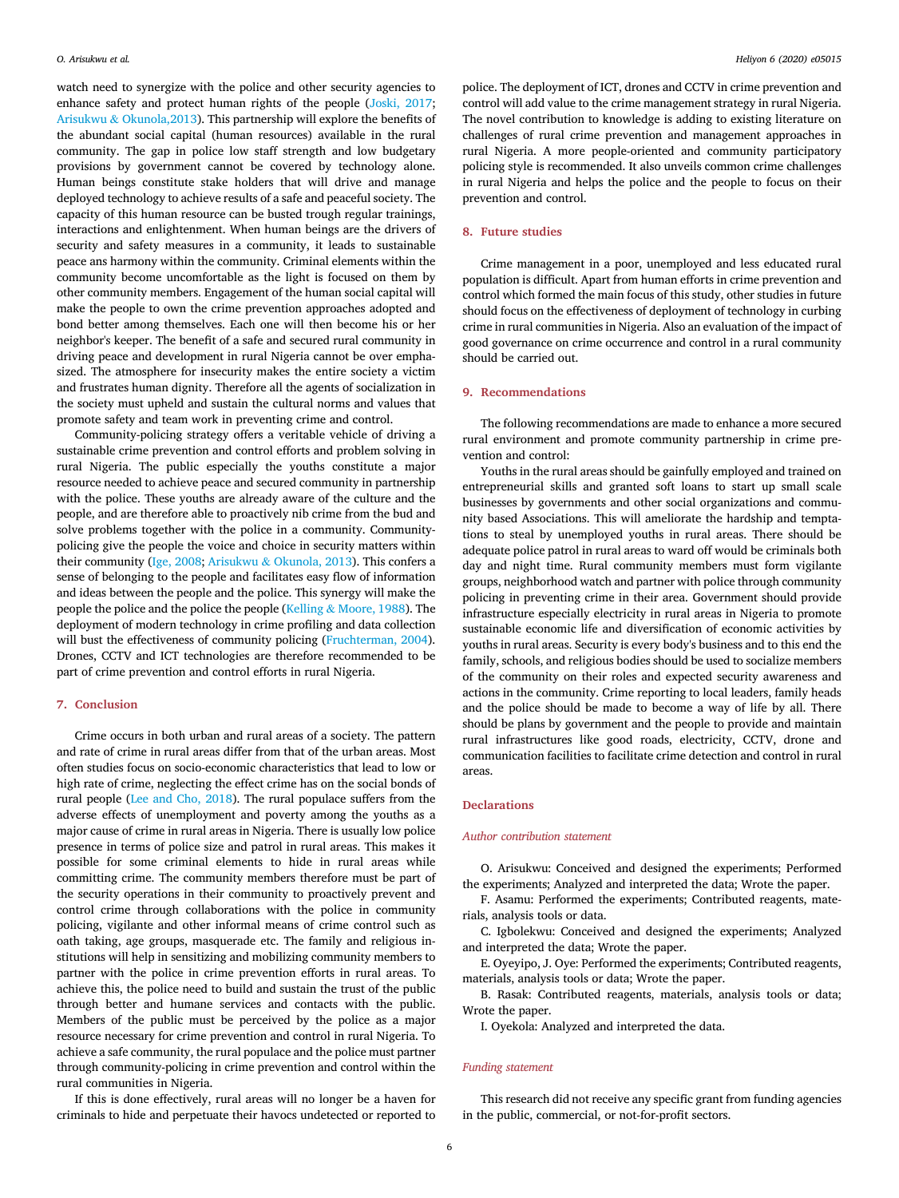watch need to synergize with the police and other security agencies to enhance safety and protect human rights of the people (Joski, 2017; Arisukwu & Okunola,2013). This partnership will explore the benefits of the abundant social capital (human resources) available in the rural community. The gap in police low staff strength and low budgetary provisions by government cannot be covered by technology alone. Human beings constitute stake holders that will drive and manage deployed technology to achieve results of a safe and peaceful society. The capacity of this human resource can be busted trough regular trainings, interactions and enlightenment. When human beings are the drivers of security and safety measures in a community, it leads to sustainable peace ans harmony within the community. Criminal elements within the community become uncomfortable as the light is focused on them by other community members. Engagement of the human social capital will make the people to own the crime prevention approaches adopted and bond better among themselves. Each one will then become his or her neighbor's keeper. The benefit of a safe and secured rural community in driving peace and development in rural Nigeria cannot be over emphasized. The atmosphere for insecurity makes the entire society a victim and frustrates human dignity. Therefore all the agents of socialization in the society must upheld and sustain the cultural norms and values that promote safety and team work in preventing crime and control.

Community-policing strategy offers a veritable vehicle of driving a sustainable crime prevention and control efforts and problem solving in rural Nigeria. The public especially the youths constitute a major resource needed to achieve peace and secured community in partnership with the police. These youths are already aware of the culture and the people, and are therefore able to proactively nib crime from the bud and solve problems together with the police in a community. Community-policing give the people the voice and choice in security matters within their community (Ige, 2008; Arisukwu & Okunola, 2013). This confers a sense of belonging to the people and facilitates easy flow of information and ideas between the people and the police. This synergy will make the people the police and the police the people (Kelling & Moore, 1988). The deployment of modern technology in crime profiling and data collection will bust the effectiveness of community policing (Fruchterman, 2004). Drones, CCTV and ICT technologies are therefore recommended to be part of crime prevention and control efforts in rural Nigeria.

## 7. Conclusion

Crime occurs in both urban and rural areas of a society. The pattern and rate of crime in rural areas differ from that of the urban areas. Most often studies focus on socio-economic characteristics that lead to low or high rate of crime, neglecting the effect crime has on the social bonds of rural people (Lee and Cho, 2018). The rural populace suffers from the adverse effects of unemployment and poverty among the youths as a major cause of crime in rural areas in Nigeria. There is usually low police presence in terms of police size and patrol in rural areas. This makes it possible for some criminal elements to hide in rural areas while committing crime. The community members therefore must be part of the security operations in their community to proactively prevent and control crime through collaborations with the police in community policing, vigilante and other informal means of crime control such as oath taking, age groups, masquerade etc. The family and religious institutions will help in sensitizing and mobilizing community members to partner with the police in crime prevention efforts in rural areas. To achieve this, the police need to build and sustain the trust of the public through better and humane services and contacts with the public. Members of the public must be perceived by the police as a major resource necessary for crime prevention and control in rural Nigeria. To achieve a safe community, the rural populace and the police must partner through community-policing in crime prevention and control within the rural communities in Nigeria.

If this is done effectively, rural areas will no longer be a haven for criminals to hide and perpetuate their havocs undetected or reported to police. The deployment of ICT, drones and CCTV in crime prevention and control will add value to the crime management strategy in rural Nigeria. The novel contribution to knowledge is adding to existing literature on challenges of rural crime prevention and management approaches in rural Nigeria. A more people-oriented and community participatory policing style is recommended. It also unveils common crime challenges in rural Nigeria and helps the police and the people to focus on their prevention and control.

## 8. Future studies

Crime management in a poor, unemployed and less educated rural population is difficult. Apart from human efforts in crime prevention and control which formed the main focus of this study, other studies in future should focus on the effectiveness of deployment of technology in curbing crime in rural communities in Nigeria. Also an evaluation of the impact of good governance on crime occurrence and control in a rural community should be carried out.

## 9. Recommendations

The following recommendations are made to enhance a more secured rural environment and promote community partnership in crime prevention and control:

Youths in the rural areas should be gainfully employed and trained on entrepreneurial skills and granted soft loans to start up small scale businesses by governments and other social organizations and community based Associations. This will ameliorate the hardship and temptations to steal by unemployed youths in rural areas. There should be adequate police patrol in rural areas to ward off would be criminals both day and night time. Rural community members must form vigilante groups, neighborhood watch and partner with police through community policing in preventing crime in their area. Government should provide infrastructure especially electricity in rural areas in Nigeria to promote sustainable economic life and diversification of economic activities by youths in rural areas. Security is every body's business and to this end the family, schools, and religious bodies should be used to socialize members of the community on their roles and expected security awareness and actions in the community. Crime reporting to local leaders, family heads and the police should be made to become a way of life by all. There should be plans by government and the people to provide and maintain rural infrastructures like good roads, electricity, CCTV, drone and communication facilities to facilitate crime detection and control in rural areas.

## Declarations

### *Author contribution statement*

O. Arisukwu: Conceived and designed the experiments; Performed the experiments; Analyzed and interpreted the data; Wrote the paper.

F. Asamu: Performed the experiments; Contributed reagents, materials, analysis tools or data.

C. Igbolekwu: Conceived and designed the experiments; Analyzed and interpreted the data; Wrote the paper.

E. Oyeyipo, J. Oye: Performed the experiments; Contributed reagents, materials, analysis tools or data; Wrote the paper.

B. Rasak: Contributed reagents, materials, analysis tools or data; Wrote the paper.

I. Oyekola: Analyzed and interpreted the data.

### *Funding statement*

This research did not receive any specific grant from funding agencies in the public, commercial, or not-for-profit sectors.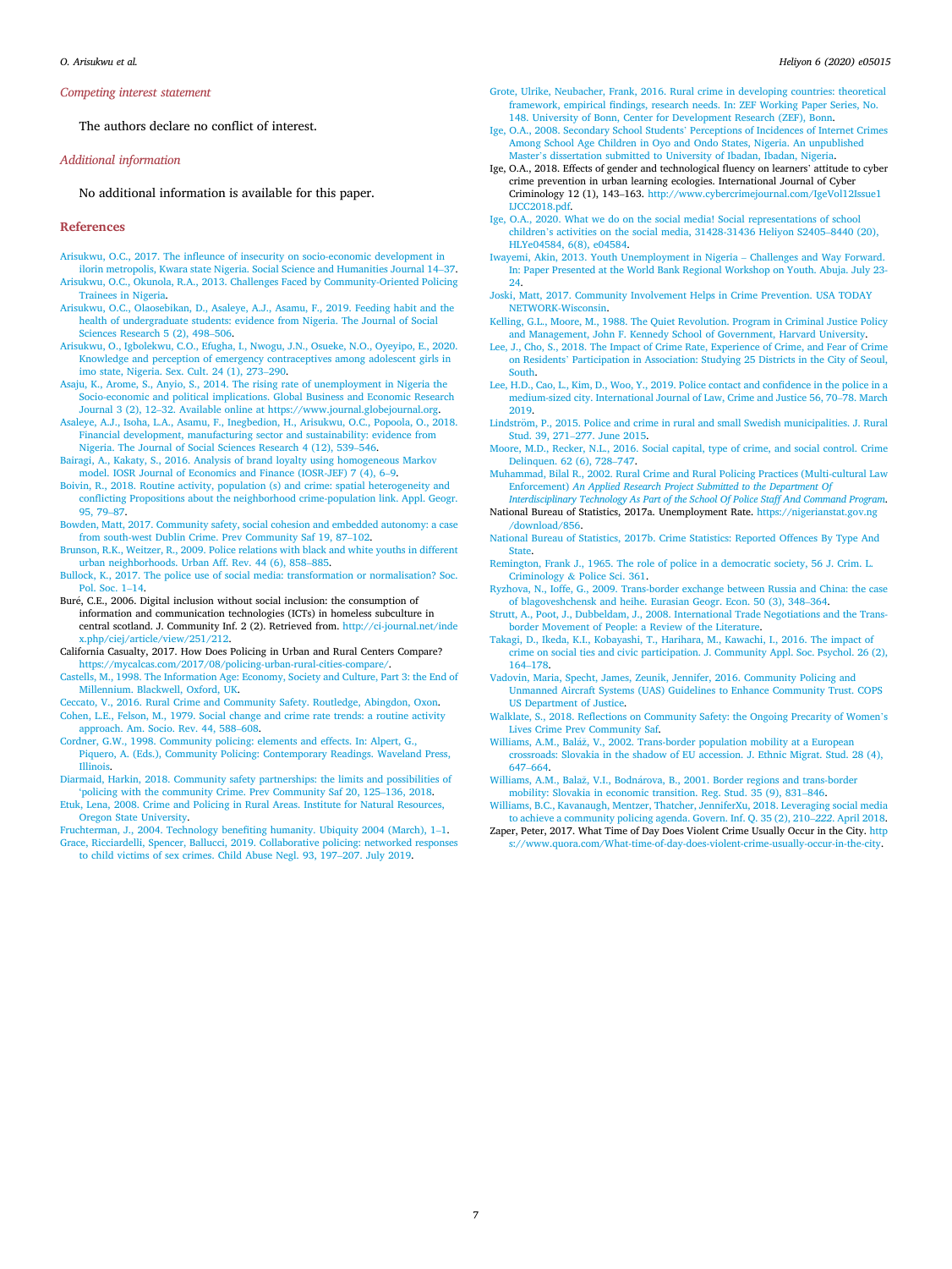## Competing interest statement

The authors declare no conflict of interest.

## Additional information

No additional information is available for this paper.

## References

Arisukwu, O.C., 2017. The infleunce of insecurity on socio-economic development in ilorin metropolis, Kwara state Nigeria. Social Science and Humanities Journal 14–37.

Arisukwu, O.C., Okunola, R.A., 2013. Challenges Faced by Community-Oriented Policing Trainees in Nigeria.

Arisukwu, O.C., Olaosebikan, D., Asaleye, A.J., Asamu, F., 2019. Feeding habit and the health of undergraduate students: evidence from Nigeria. The Journal of Social Sciences Research 5 (2), 498–506.

Arisukwu, O., Igbolekwu, C.O., Efugha, I., Nwogu, J.N., Osueke, N.O., Oyeyipo, E., 2020. Knowledge and perception of emergency contraceptives among adolescent girls in imo state, Nigeria. Sex. Cult. 24 (1), 273–290.

Asaju, K., Arome, S., Anyio, S., 2014. The rising rate of unemployment in Nigeria the Socio-economic and political implications. Global Business and Economic Research Journal 3 (2), 12–32. Available online at https://www.journal.globejournal.org.

Asaleye, A.J., Isoha, L.A., Asamu, F., Inegbedion, H., Arisukwu, O.C., Popoola, O., 2018. Financial development, manufacturing sector and sustainability: evidence from Nigeria. The Journal of Social Sciences Research 4 (12), 539–546.

Bairagi, A., Kakaty, S., 2016. Analysis of brand loyalty using homogeneous Markov model. IOSR Journal of Economics and Finance (IOSR-JEF) 7 (4), 6–9.

Boivin, R., 2018. Routine activity, population (s) and crime: spatial heterogeneity and conflicting Propositions about the neighborhood crime-population link. Appl. Geogr. 95, 79–87.

Bowden, Matt, 2017. Community safety, social cohesion and embedded autonomy: a case from south-west Dublin Crime. Prev Community Saf 19, 87–102.

Brunson, R.K., Weitzer, R., 2009. Police relations with black and white youths in different urban neighborhoods. Urban Aff. Rev. 44 (6), 858–885.

Bullock, K., 2017. The police use of social media: transformation or normalisation? Soc. Pol. Soc. 1–14.

Buré, C.E., 2006. Digital inclusion without social inclusion: the consumption of information and communication technologies (ICTs) in homeless subculture in central scotland. J. Community Inf. 2 (2). Retrieved from. http://ci-journal.net/index.php/ciej/article/view/251/212.

California Casualty, 2017. How Does Policing in Urban and Rural Centers Compare? https://mycalcas.com/2017/08/policing-urban-rural-cities-compare/.

Castells, M., 1998. The Information Age: Economy, Society and Culture, Part 3: the End of Millennium. Blackwell, Oxford, UK.

Ceccato, V., 2016. Rural Crime and Community Safety. Routledge, Abingdon, Oxon.

Cohen, L.E., Felson, M., 1979. Social change and crime rate trends: a routine activity approach. Am. Socio. Rev. 44, 588–608.

Cordner, G.W., 1998. Community policing: elements and effects. In: Alpert, G., Piquero, A. (Eds.), Community Policing: Contemporary Readings. Waveland Press, Illinois.

Diarmaid, Harkin, 2018. Community safety partnerships: the limits and possibilities of 'policing with the community Crime. Prev Community Saf 20, 125–136, 2018.

Etuk, Lena, 2008. Crime and Policing in Rural Areas. Institute for Natural Resources, Oregon State University.

Fruchterman, J., 2004. Technology benefiting humanity. Ubiquity 2004 (March), 1–1.

Grace, Ricciardelli, Spencer, Ballucci, 2019. Collaborative policing: networked responses to child victims of sex crimes. Child Abuse Negl. 93, 197–207. July 2019.

Grote, Ulrike, Neubacher, Frank, 2016. Rural crime in developing countries: theoretical framework, empirical findings, research needs. In: ZEF Working Paper Series, No. 148. University of Bonn, Center for Development Research (ZEF), Bonn.

Ige, O.A., 2008. Secondary School Students' Perceptions of Incidences of Internet Crimes Among School Age Children in Oyo and Ondo States, Nigeria. An unpublished Master's dissertation submitted to University of Ibadan, Ibadan, Nigeria.

Ige, O.A., 2018. Effects of gender and technological fluency on learners' attitude to cyber crime prevention in urban learning ecologies. International Journal of Cyber Criminology 12 (1), 143–163. http://www.cybercrimejournal.com/IgeVol12Issue1IJCC2018.pdf.

Ige, O.A., 2020. What we do on the social media! Social representations of school children's activities on the social media, 31428-31436 Heliyon S2405–8440 (20), HLYe04584, 6(8), e04584.

Iwayemi, Akin, 2013. Youth Unemployment in Nigeria – Challenges and Way Forward. In: Paper Presented at the World Bank Regional Workshop on Youth. Abuja. July 23-24.

Joski, Matt, 2017. Community Involvement Helps in Crime Prevention. USA TODAY NETWORK-Wisconsin.

Kelling, G.L., Moore, M., 1988. The Quiet Revolution. Program in Criminal Justice Policy and Management, John F. Kennedy School of Government, Harvard University.

Lee, J., Cho, S., 2018. The Impact of Crime Rate, Experience of Crime, and Fear of Crime on Residents' Participation in Association: Studying 25 Districts in the City of Seoul, South.

Lee, H.D., Cao, L., Kim, D., Woo, Y., 2019. Police contact and confidence in the police in a medium-sized city. International Journal of Law, Crime and Justice 56, 70–78. March 2019.

Lindström, P., 2015. Police and crime in rural and small Swedish municipalities. J. Rural Stud. 39, 271–277. June 2015.

Moore, M.D., Recker, N.L., 2016. Social capital, type of crime, and social control. Crime Delinquen. 62 (6), 728–747.

Muhammad, Bilal R., 2002. Rural Crime and Rural Policing Practices (Multi-cultural Law Enforcement) *An Applied Research Project Submitted to the Department Of Interdisciplinary Technology As Part of the School Of Police Staff And Command Program*.

National Bureau of Statistics, 2017a. Unemployment Rate. https://nigerianstat.gov.ng/download/856.

National Bureau of Statistics, 2017b. Crime Statistics: Reported Offences By Type And State.

Remington, Frank J., 1965. The role of police in a democratic society, 56 J. Crim. L. Criminology & Police Sci. 361.

Ryzhova, N., Ioffe, G., 2009. Trans-border exchange between Russia and China: the case of blagoveshchensk and heihe. Eurasian Geogr. Econ. 50 (3), 348–364.

Strutt, A., Poot, J., Dubbeldam, J., 2008. International Trade Negotiations and the Trans-border Movement of People: a Review of the Literature.

Takagi, D., Ikeda, K.I., Kobayashi, T., Harihara, M., Kawachi, I., 2016. The impact of crime on social ties and civic participation. J. Community Appl. Soc. Psychol. 26 (2), 164–178.

Vadovin, Maria, Specht, James, Zeunik, Jennifer, 2016. Community Policing and Unmanned Aircraft Systems (UAS) Guidelines to Enhance Community Trust. COPS US Department of Justice.

Walklate, S., 2018. Reflections on Community Safety: the Ongoing Precarity of Women's Lives Crime Prev Community Saf.

Williams, A.M., Baláž, V., 2002. Trans-border population mobility at a European crossroads: Slovakia in the shadow of EU accession. J. Ethnic Migrat. Stud. 28 (4), 647–664.

Williams, A.M., Balaž, V.I., Bodnárova, B., 2001. Border regions and trans-border mobility: Slovakia in economic transition. Reg. Stud. 35 (9), 831–846.

Williams, B.C., Kavanaugh, Mentzer, Thatcher, JenniferXu, 2018. Leveraging social media to achieve a community policing agenda. Govern. Inf. Q. 35 (2), 210–*222*. April 2018.

Zaper, Peter, 2017. What Time of Day Does Violent Crime Usually Occur in the City. https://www.quora.com/What-time-of-day-does-violent-crime-usually-occur-in-the-city.